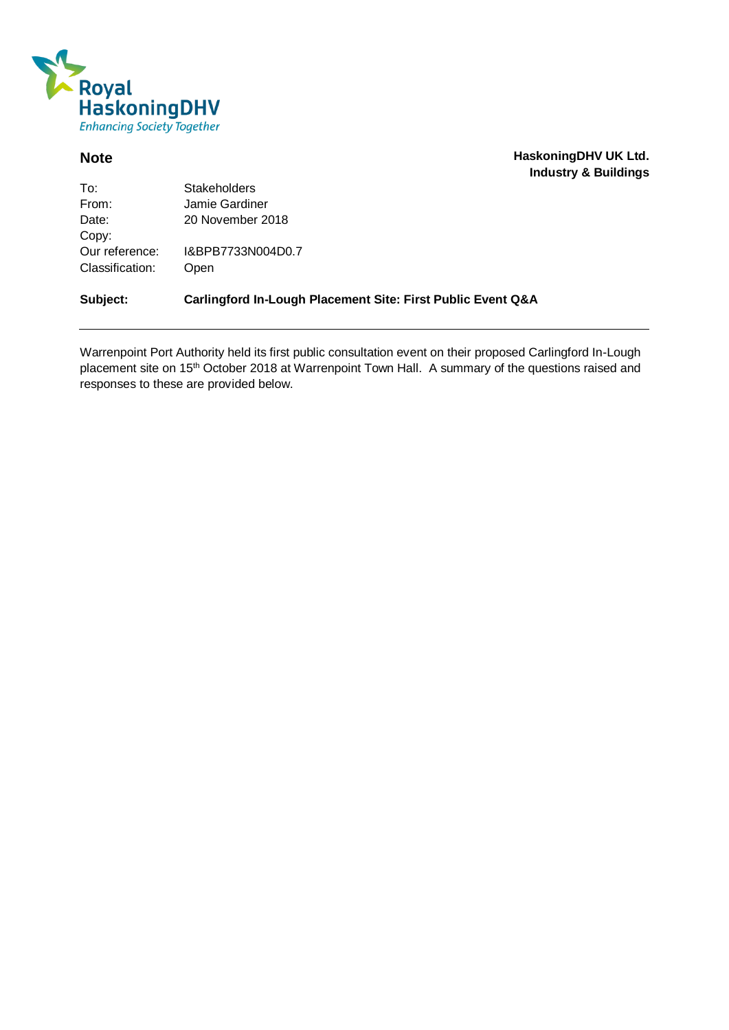Royal HaskoningDHV
*Enhancing Society Together*

**Note**

**HaskoningDHV UK Ltd.**
**Industry & Buildings**

| | |
|---|---|
| To: | Stakeholders |
| From: | Jamie Gardiner |
| Date: | 20 November 2018 |
| Copy: | |
| Our reference: | I&BPB7733N004D0.7 |
| Classification: | Open |

**Subject:** **Carlingford In-Lough Placement Site: First Public Event Q&A**

---

Warrenpoint Port Authority held its first public consultation event on their proposed Carlingford In-Lough placement site on 15th October 2018 at Warrenpoint Town Hall. A summary of the questions raised and responses to these are provided below.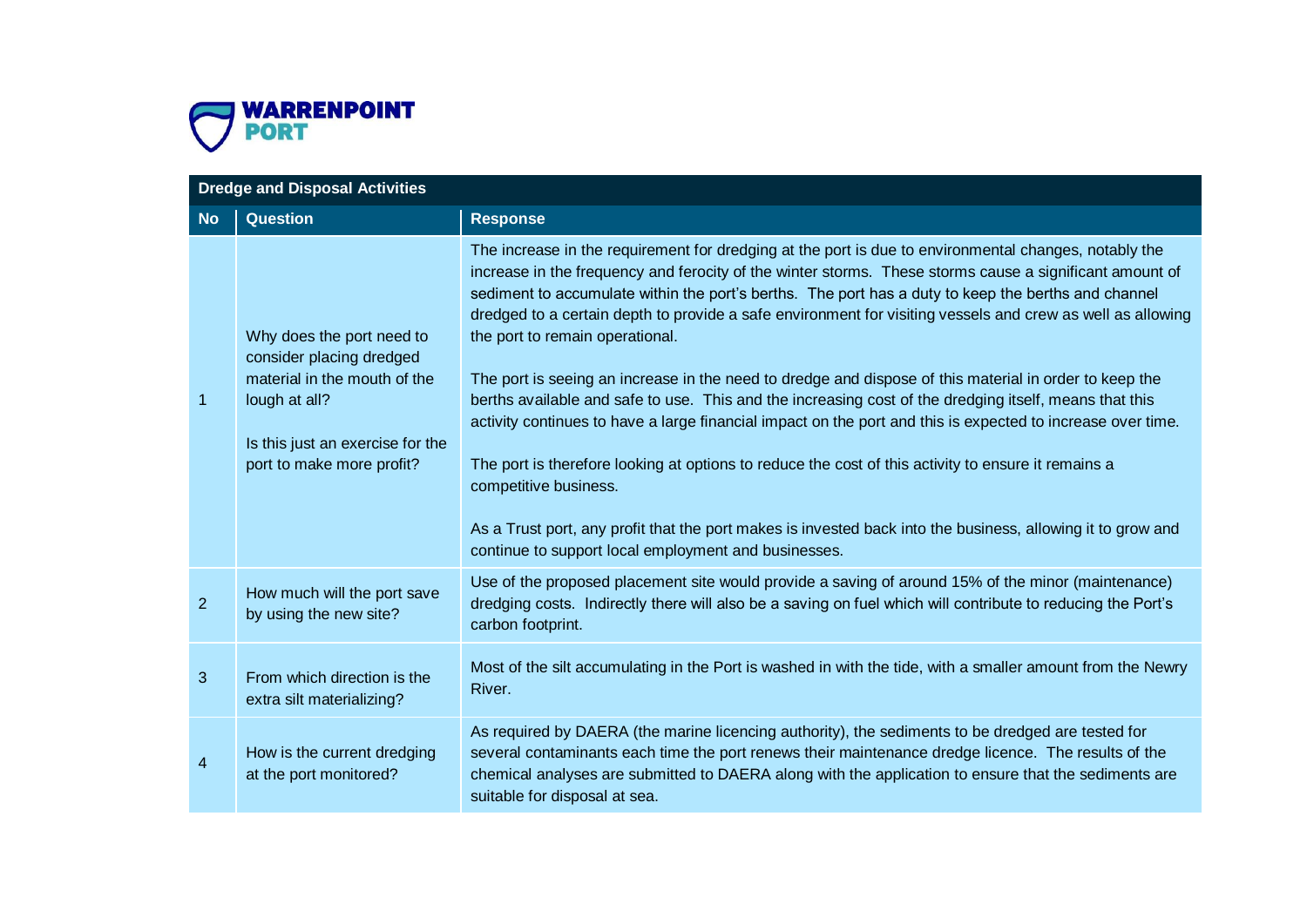| Dredge and Disposal Activities | | |
|---|---|---|
| **No** | **Question** | **Response** |
| 1 | Why does the port need to consider placing dredged material in the mouth of the lough at all?<br><br>Is this just an exercise for the port to make more profit? | The increase in the requirement for dredging at the port is due to environmental changes, notably the increase in the frequency and ferocity of the winter storms. These storms cause a significant amount of sediment to accumulate within the port's berths. The port has a duty to keep the berths and channel dredged to a certain depth to provide a safe environment for visiting vessels and crew as well as allowing the port to remain operational.<br><br>The port is seeing an increase in the need to dredge and dispose of this material in order to keep the berths available and safe to use. This and the increasing cost of the dredging itself, means that this activity continues to have a large financial impact on the port and this is expected to increase over time.<br><br>The port is therefore looking at options to reduce the cost of this activity to ensure it remains a competitive business.<br><br>As a Trust port, any profit that the port makes is invested back into the business, allowing it to grow and continue to support local employment and businesses. |
| 2 | How much will the port save by using the new site? | Use of the proposed placement site would provide a saving of around 15% of the minor (maintenance) dredging costs. Indirectly there will also be a saving on fuel which will contribute to reducing the Port's carbon footprint. |
| 3 | From which direction is the extra silt materializing? | Most of the silt accumulating in the Port is washed in with the tide, with a smaller amount from the Newry River. |
| 4 | How is the current dredging at the port monitored? | As required by DAERA (the marine licencing authority), the sediments to be dredged are tested for several contaminants each time the port renews their maintenance dredge licence. The results of the chemical analyses are submitted to DAERA along with the application to ensure that the sediments are suitable for disposal at sea. |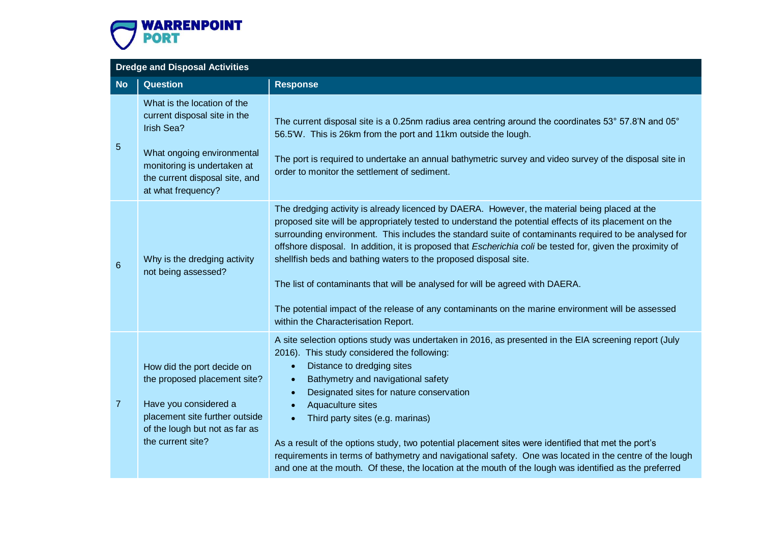| Dredge and Disposal Activities | | |
|---|---|---|
| **No** | **Question** | **Response** |
| 5 | What is the location of the current disposal site in the Irish Sea?<br><br>What ongoing environmental monitoring is undertaken at the current disposal site, and at what frequency? | The current disposal site is a 0.25nm radius area centring around the coordinates 53° 57.8'N and 05° 56.5'W. This is 26km from the port and 11km outside the lough.<br><br>The port is required to undertake an annual bathymetric survey and video survey of the disposal site in order to monitor the settlement of sediment. |
| 6 | Why is the dredging activity not being assessed? | The dredging activity is already licenced by DAERA. However, the material being placed at the proposed site will be appropriately tested to understand the potential effects of its placement on the surrounding environment. This includes the standard suite of contaminants required to be analysed for offshore disposal. In addition, it is proposed that *Escherichia coli* be tested for, given the proximity of shellfish beds and bathing waters to the proposed disposal site.<br><br>The list of contaminants that will be analysed for will be agreed with DAERA.<br><br>The potential impact of the release of any contaminants on the marine environment will be assessed within the Characterisation Report. |
| 7 | How did the port decide on the proposed placement site?<br><br>Have you considered a placement site further outside of the lough but not as far as the current site? | A site selection options study was undertaken in 2016, as presented in the EIA screening report (July 2016). This study considered the following:<br>• Distance to dredging sites<br>• Bathymetry and navigational safety<br>• Designated sites for nature conservation<br>• Aquaculture sites<br>• Third party sites (e.g. marinas)<br><br>As a result of the options study, two potential placement sites were identified that met the port's requirements in terms of bathymetry and navigational safety. One was located in the centre of the lough and one at the mouth. Of these, the location at the mouth of the lough was identified as the preferred |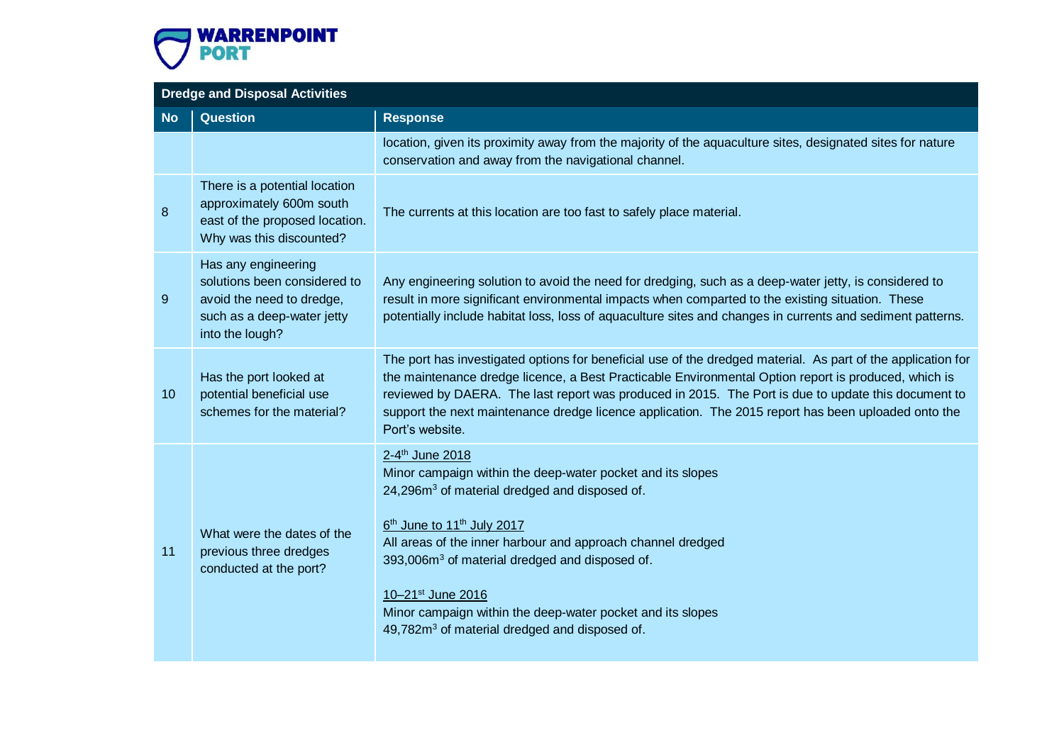| Dredge and Disposal Activities | | |
|---|---|---|
| **No** | **Question** | **Response** |
| | | location, given its proximity away from the majority of the aquaculture sites, designated sites for nature conservation and away from the navigational channel. |
| 8 | There is a potential location approximately 600m south east of the proposed location. Why was this discounted? | The currents at this location are too fast to safely place material. |
| 9 | Has any engineering solutions been considered to avoid the need to dredge, such as a deep-water jetty into the lough? | Any engineering solution to avoid the need for dredging, such as a deep-water jetty, is considered to result in more significant environmental impacts when comparted to the existing situation. These potentially include habitat loss, loss of aquaculture sites and changes in currents and sediment patterns. |
| 10 | Has the port looked at potential beneficial use schemes for the material? | The port has investigated options for beneficial use of the dredged material. As part of the application for the maintenance dredge licence, a Best Practicable Environmental Option report is produced, which is reviewed by DAERA. The last report was produced in 2015. The Port is due to update this document to support the next maintenance dredge licence application. The 2015 report has been uploaded onto the Port's website. |
| 11 | What were the dates of the previous three dredges conducted at the port? | 2-4th June 2018<br>Minor campaign within the deep-water pocket and its slopes<br>24,296$m^3$ of material dredged and disposed of.<br><br>6th June to 11th July 2017<br>All areas of the inner harbour and approach channel dredged<br>393,006$m^3$ of material dredged and disposed of.<br><br>10–21st June 2016<br>Minor campaign within the deep-water pocket and its slopes<br>49,782$m^3$ of material dredged and disposed of. |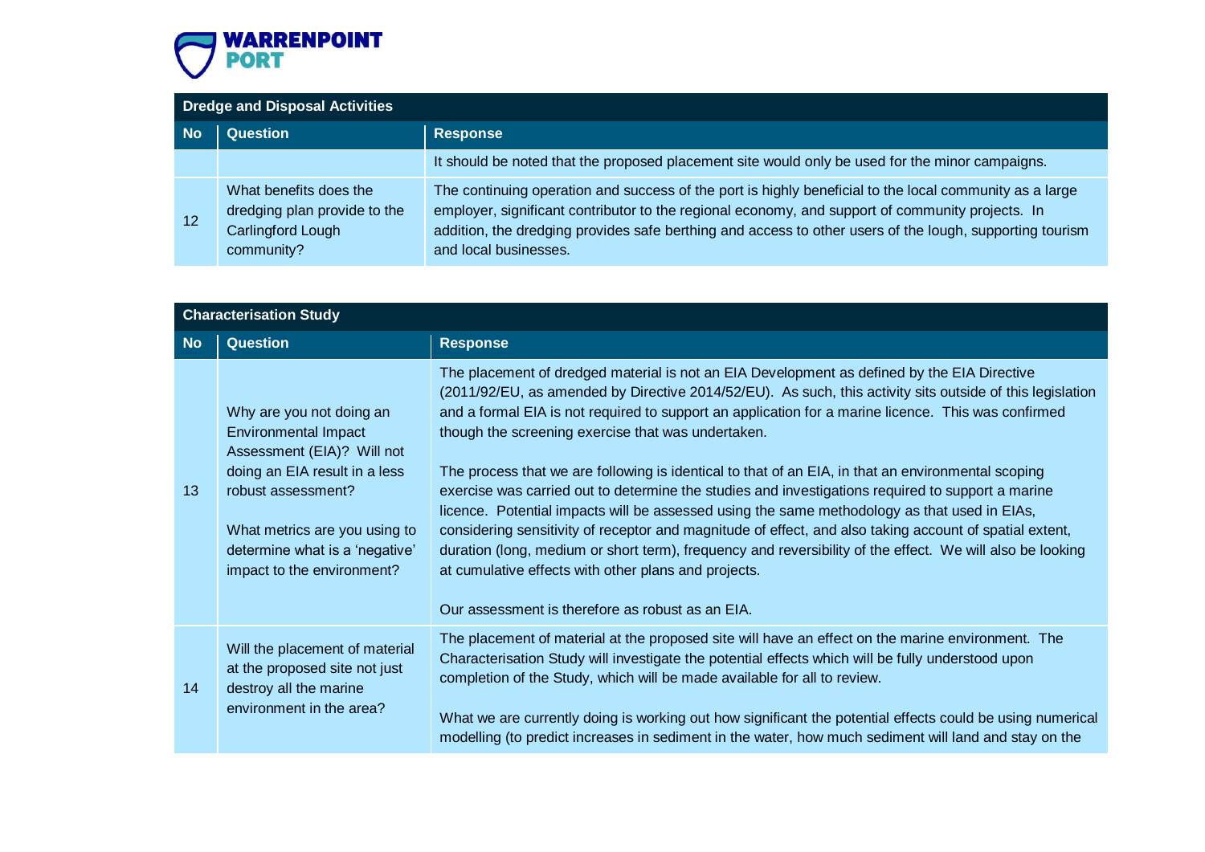**Dredge and Disposal Activities**

| No | Question | Response |
|---|---|---|
| | | It should be noted that the proposed placement site would only be used for the minor campaigns. |
| 12 | What benefits does the dredging plan provide to the Carlingford Lough community? | The continuing operation and success of the port is highly beneficial to the local community as a large employer, significant contributor to the regional economy, and support of community projects. In addition, the dredging provides safe berthing and access to other users of the lough, supporting tourism and local businesses. |

**Characterisation Study**

| No | Question | Response |
|---|---|---|
| 13 | Why are you not doing an Environmental Impact Assessment (EIA)? Will not doing an EIA result in a less robust assessment?<br><br>What metrics are you using to determine what is a 'negative' impact to the environment? | The placement of dredged material is not an EIA Development as defined by the EIA Directive (2011/92/EU, as amended by Directive 2014/52/EU). As such, this activity sits outside of this legislation and a formal EIA is not required to support an application for a marine licence. This was confirmed though the screening exercise that was undertaken.<br><br>The process that we are following is identical to that of an EIA, in that an environmental scoping exercise was carried out to determine the studies and investigations required to support a marine licence. Potential impacts will be assessed using the same methodology as that used in EIAs, considering sensitivity of receptor and magnitude of effect, and also taking account of spatial extent, duration (long, medium or short term), frequency and reversibility of the effect. We will also be looking at cumulative effects with other plans and projects.<br><br>Our assessment is therefore as robust as an EIA. |
| 14 | Will the placement of material at the proposed site not just destroy all the marine environment in the area? | The placement of material at the proposed site will have an effect on the marine environment. The Characterisation Study will investigate the potential effects which will be fully understood upon completion of the Study, which will be made available for all to review.<br><br>What we are currently doing is working out how significant the potential effects could be using numerical modelling (to predict increases in sediment in the water, how much sediment will land and stay on the |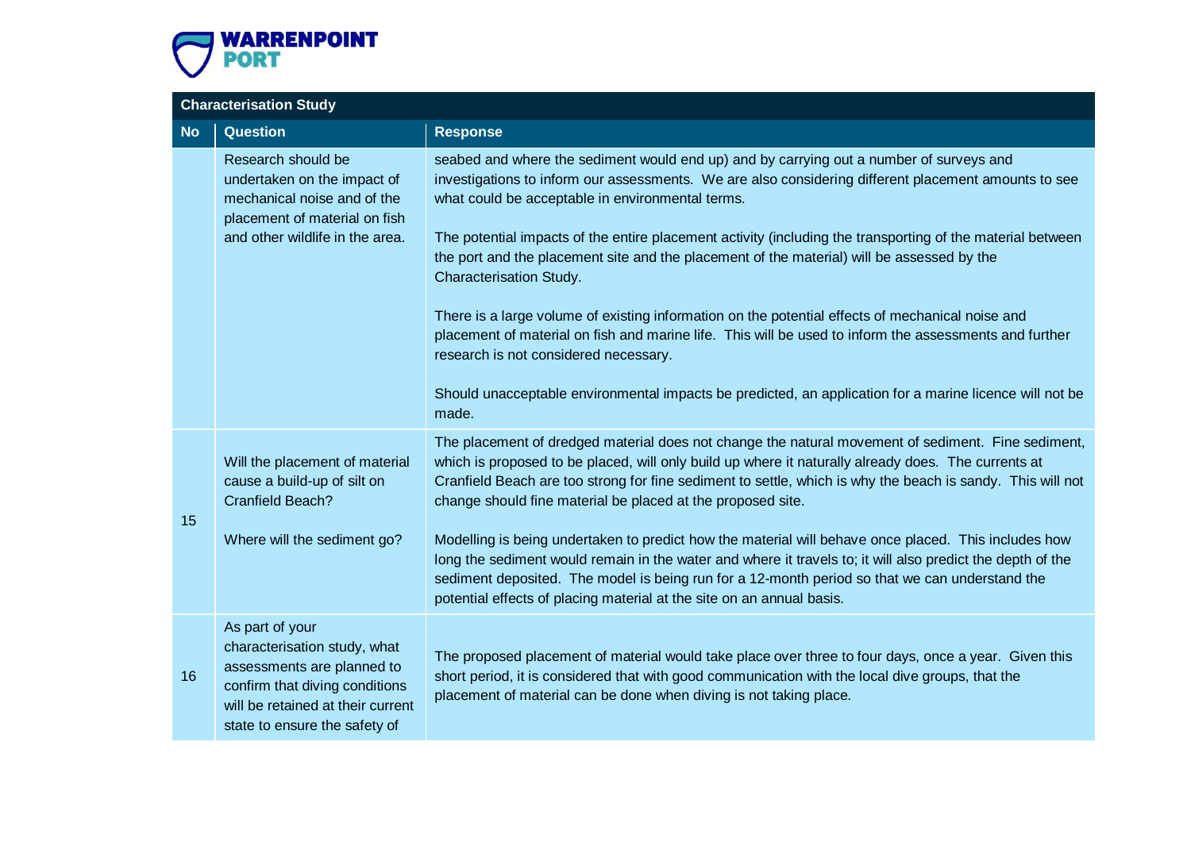| Characterisation Study | | |
|---|---|---|
| **No** | **Question** | **Response** |
| | Research should be undertaken on the impact of mechanical noise and of the placement of material on fish and other wildlife in the area. | seabed and where the sediment would end up) and by carrying out a number of surveys and investigations to inform our assessments. We are also considering different placement amounts to see what could be acceptable in environmental terms.<br><br>The potential impacts of the entire placement activity (including the transporting of the material between the port and the placement site and the placement of the material) will be assessed by the Characterisation Study.<br><br>There is a large volume of existing information on the potential effects of mechanical noise and placement of material on fish and marine life. This will be used to inform the assessments and further research is not considered necessary.<br><br>Should unacceptable environmental impacts be predicted, an application for a marine licence will not be made. |
| 15 | Will the placement of material cause a build-up of silt on Cranfield Beach?<br><br>Where will the sediment go? | The placement of dredged material does not change the natural movement of sediment. Fine sediment, which is proposed to be placed, will only build up where it naturally already does. The currents at Cranfield Beach are too strong for fine sediment to settle, which is why the beach is sandy. This will not change should fine material be placed at the proposed site.<br><br>Modelling is being undertaken to predict how the material will behave once placed. This includes how long the sediment would remain in the water and where it travels to; it will also predict the depth of the sediment deposited. The model is being run for a 12-month period so that we can understand the potential effects of placing material at the site on an annual basis. |
| 16 | As part of your characterisation study, what assessments are planned to confirm that diving conditions will be retained at their current state to ensure the safety of | The proposed placement of material would take place over three to four days, once a year. Given this short period, it is considered that with good communication with the local dive groups, that the placement of material can be done when diving is not taking place. |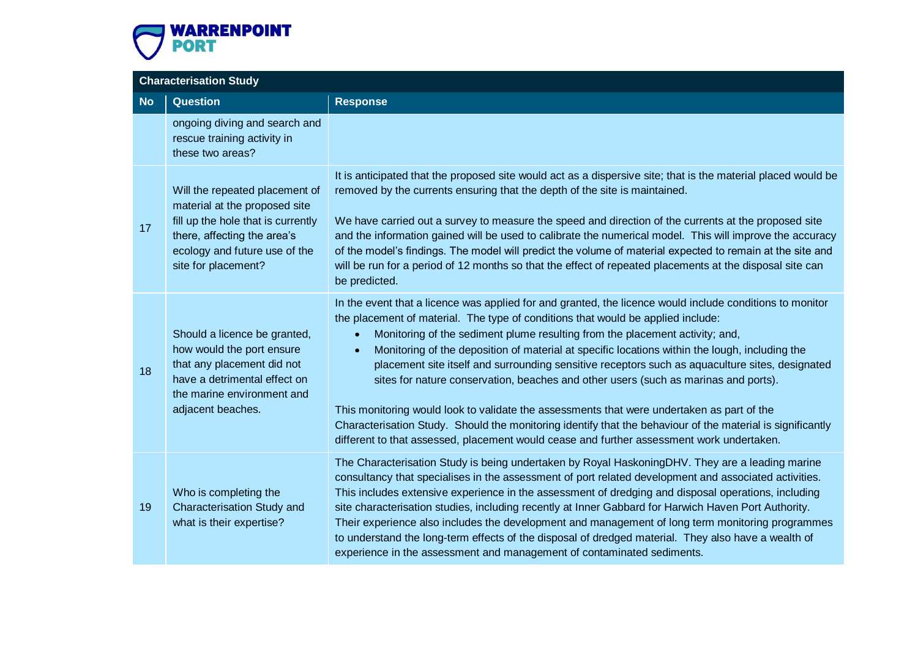| Characterisation Study | | |
|---|---|---|
| **No** | **Question** | **Response** |
| | ongoing diving and search and rescue training activity in these two areas? | |
| 17 | Will the repeated placement of material at the proposed site fill up the hole that is currently there, affecting the area's ecology and future use of the site for placement? | It is anticipated that the proposed site would act as a dispersive site; that is the material placed would be removed by the currents ensuring that the depth of the site is maintained.<br><br>We have carried out a survey to measure the speed and direction of the currents at the proposed site and the information gained will be used to calibrate the numerical model. This will improve the accuracy of the model's findings. The model will predict the volume of material expected to remain at the site and will be run for a period of 12 months so that the effect of repeated placements at the disposal site can be predicted. |
| 18 | Should a licence be granted, how would the port ensure that any placement did not have a detrimental effect on the marine environment and adjacent beaches. | In the event that a licence was applied for and granted, the licence would include conditions to monitor the placement of material. The type of conditions that would be applied include:<br>• Monitoring of the sediment plume resulting from the placement activity; and,<br>• Monitoring of the deposition of material at specific locations within the lough, including the placement site itself and surrounding sensitive receptors such as aquaculture sites, designated sites for nature conservation, beaches and other users (such as marinas and ports).<br><br>This monitoring would look to validate the assessments that were undertaken as part of the Characterisation Study. Should the monitoring identify that the behaviour of the material is significantly different to that assessed, placement would cease and further assessment work undertaken. |
| 19 | Who is completing the Characterisation Study and what is their expertise? | The Characterisation Study is being undertaken by Royal HaskoningDHV. They are a leading marine consultancy that specialises in the assessment of port related development and associated activities. This includes extensive experience in the assessment of dredging and disposal operations, including site characterisation studies, including recently at Inner Gabbard for Harwich Haven Port Authority. Their experience also includes the development and management of long term monitoring programmes to understand the long-term effects of the disposal of dredged material. They also have a wealth of experience in the assessment and management of contaminated sediments. |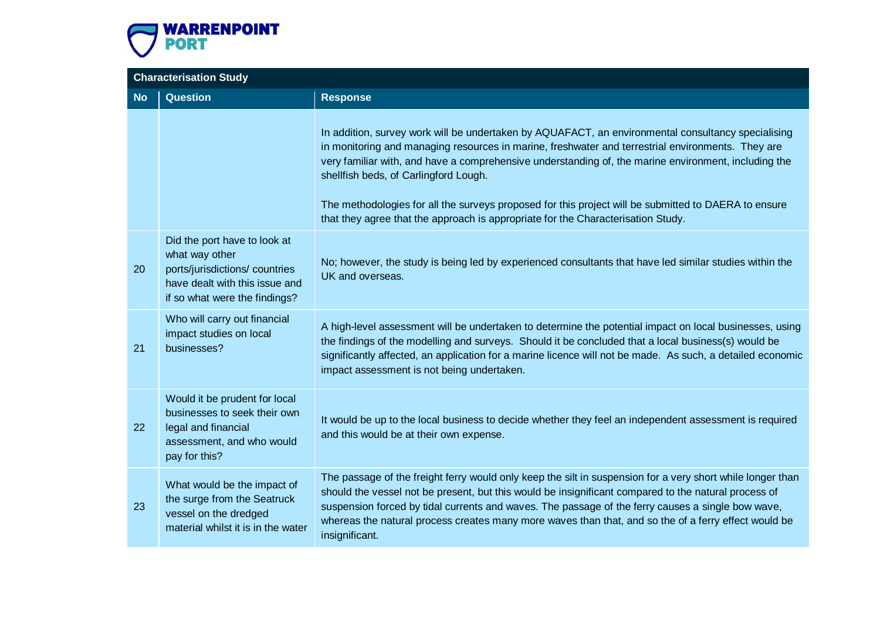| Characterisation Study | | |
|---|---|---|
| **No** | **Question** | **Response** |
| | | In addition, survey work will be undertaken by AQUAFACT, an environmental consultancy specialising in monitoring and managing resources in marine, freshwater and terrestrial environments. They are very familiar with, and have a comprehensive understanding of, the marine environment, including the shellfish beds, of Carlingford Lough.<br><br>The methodologies for all the surveys proposed for this project will be submitted to DAERA to ensure that they agree that the approach is appropriate for the Characterisation Study. |
| 20 | Did the port have to look at what way other ports/jurisdictions/ countries have dealt with this issue and if so what were the findings? | No; however, the study is being led by experienced consultants that have led similar studies within the UK and overseas. |
| 21 | Who will carry out financial impact studies on local businesses? | A high-level assessment will be undertaken to determine the potential impact on local businesses, using the findings of the modelling and surveys. Should it be concluded that a local business(s) would be significantly affected, an application for a marine licence will not be made. As such, a detailed economic impact assessment is not being undertaken. |
| 22 | Would it be prudent for local businesses to seek their own legal and financial assessment, and who would pay for this? | It would be up to the local business to decide whether they feel an independent assessment is required and this would be at their own expense. |
| 23 | What would be the impact of the surge from the Seatruck vessel on the dredged material whilst it is in the water | The passage of the freight ferry would only keep the silt in suspension for a very short while longer than should the vessel not be present, but this would be insignificant compared to the natural process of suspension forced by tidal currents and waves. The passage of the ferry causes a single bow wave, whereas the natural process creates many more waves than that, and so the of a ferry effect would be insignificant. |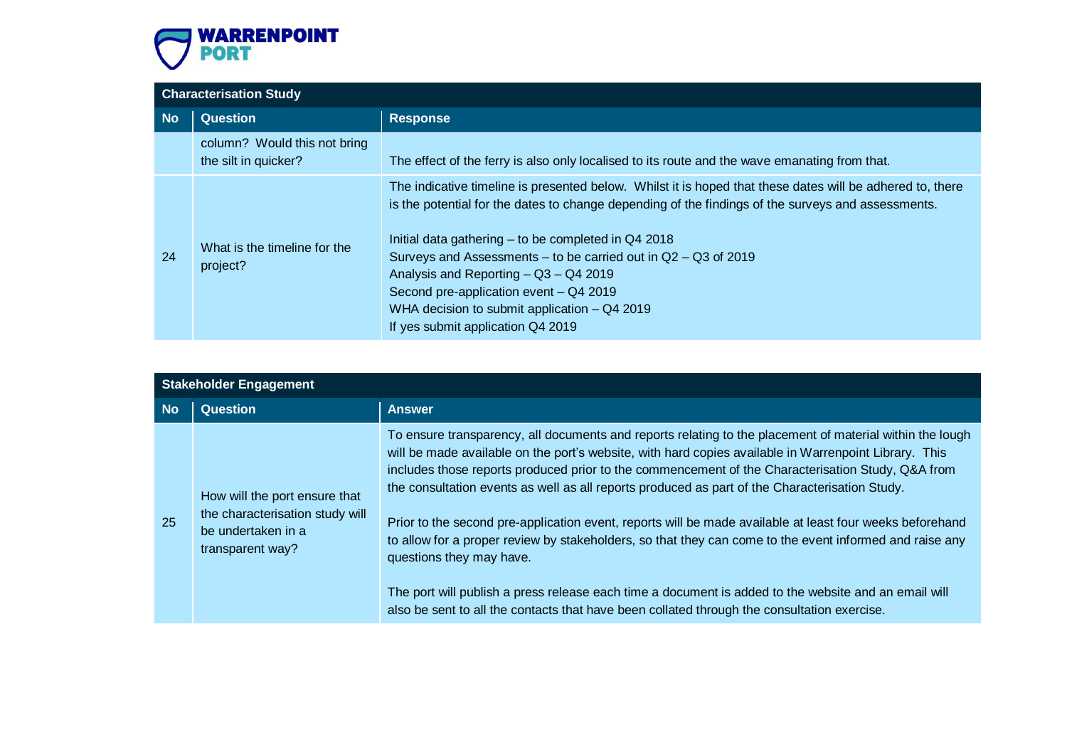| Characterisation Study | | |
|---|---|---|
| **No** | **Question** | **Response** |
| | column? Would this not bring the silt in quicker? | The effect of the ferry is also only localised to its route and the wave emanating from that. |
| 24 | What is the timeline for the project? | The indicative timeline is presented below. Whilst it is hoped that these dates will be adhered to, there is the potential for the dates to change depending of the findings of the surveys and assessments.<br><br>Initial data gathering – to be completed in Q4 2018<br>Surveys and Assessments – to be carried out in Q2 – Q3 of 2019<br>Analysis and Reporting – Q3 – Q4 2019<br>Second pre-application event – Q4 2019<br>WHA decision to submit application – Q4 2019<br>If yes submit application Q4 2019 |

| Stakeholder Engagement | | |
|---|---|---|
| **No** | **Question** | **Answer** |
| 25 | How will the port ensure that the characterisation study will be undertaken in a transparent way? | To ensure transparency, all documents and reports relating to the placement of material within the lough will be made available on the port's website, with hard copies available in Warrenpoint Library. This includes those reports produced prior to the commencement of the Characterisation Study, Q&A from the consultation events as well as all reports produced as part of the Characterisation Study.<br><br>Prior to the second pre-application event, reports will be made available at least four weeks beforehand to allow for a proper review by stakeholders, so that they can come to the event informed and raise any questions they may have.<br><br>The port will publish a press release each time a document is added to the website and an email will also be sent to all the contacts that have been collated through the consultation exercise. |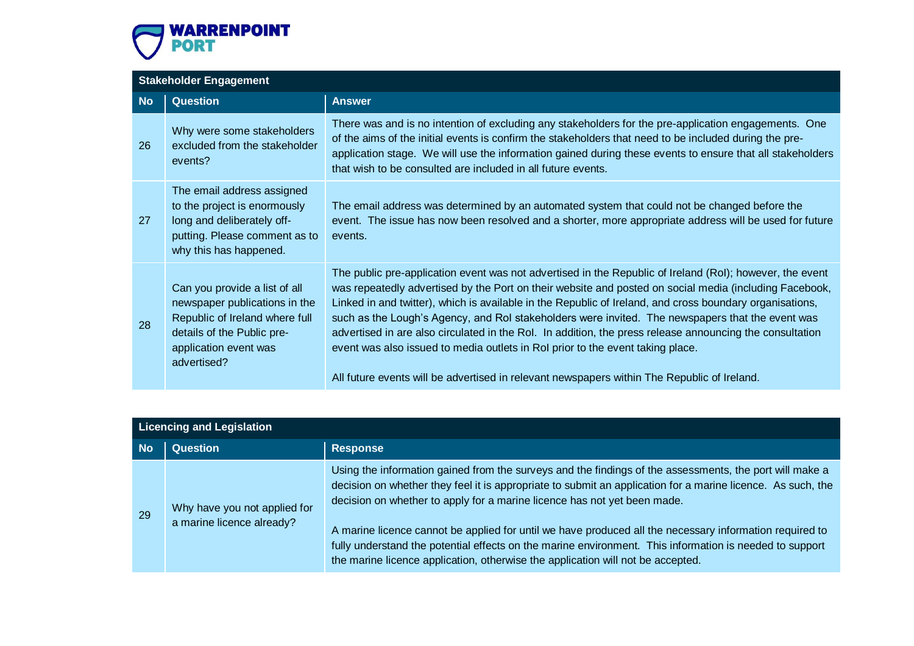## Stakeholder Engagement

| No | Question | Answer |
|---|---|---|
| 26 | Why were some stakeholders excluded from the stakeholder events? | There was and is no intention of excluding any stakeholders for the pre-application engagements. One of the aims of the initial events is confirm the stakeholders that need to be included during the pre-application stage. We will use the information gained during these events to ensure that all stakeholders that wish to be consulted are included in all future events. |
| 27 | The email address assigned to the project is enormously long and deliberately off-putting. Please comment as to why this has happened. | The email address was determined by an automated system that could not be changed before the event. The issue has now been resolved and a shorter, more appropriate address will be used for future events. |
| 28 | Can you provide a list of all newspaper publications in the Republic of Ireland where full details of the Public pre-application event was advertised? | The public pre-application event was not advertised in the Republic of Ireland (RoI); however, the event was repeatedly advertised by the Port on their website and posted on social media (including Facebook, Linked in and twitter), which is available in the Republic of Ireland, and cross boundary organisations, such as the Lough's Agency, and RoI stakeholders were invited. The newspapers that the event was advertised in are also circulated in the RoI. In addition, the press release announcing the consultation event was also issued to media outlets in RoI prior to the event taking place.<br><br>All future events will be advertised in relevant newspapers within The Republic of Ireland. |

## Licencing and Legislation

| No | Question | Response |
|---|---|---|
| 29 | Why have you not applied for a marine licence already? | Using the information gained from the surveys and the findings of the assessments, the port will make a decision on whether they feel it is appropriate to submit an application for a marine licence. As such, the decision on whether to apply for a marine licence has not yet been made.<br><br>A marine licence cannot be applied for until we have produced all the necessary information required to fully understand the potential effects on the marine environment. This information is needed to support the marine licence application, otherwise the application will not be accepted. |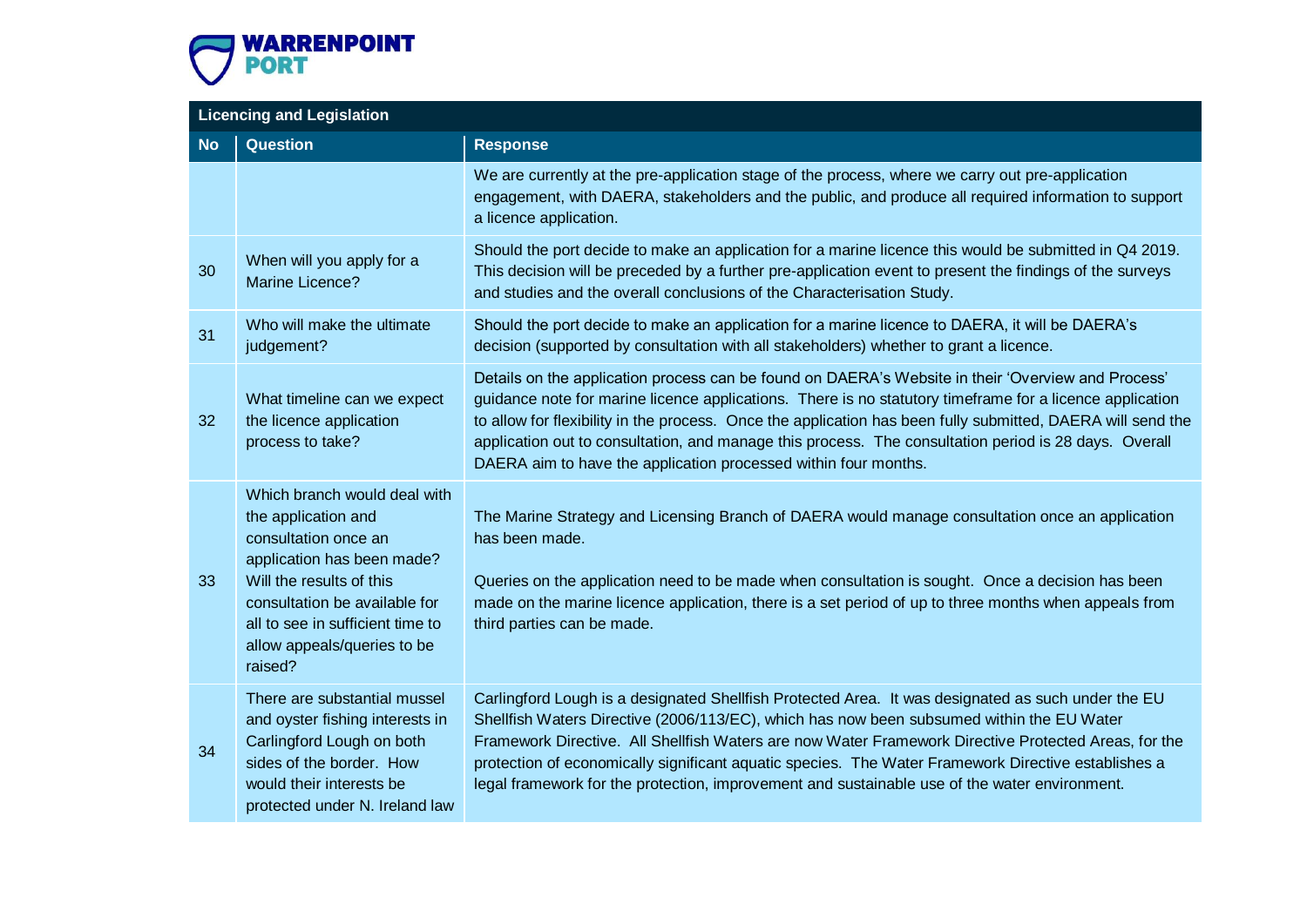| Licencing and Legislation | | |
|---|---|---|
| **No** | **Question** | **Response** |
| | | We are currently at the pre-application stage of the process, where we carry out pre-application engagement, with DAERA, stakeholders and the public, and produce all required information to support a licence application. |
| 30 | When will you apply for a Marine Licence? | Should the port decide to make an application for a marine licence this would be submitted in Q4 2019. This decision will be preceded by a further pre-application event to present the findings of the surveys and studies and the overall conclusions of the Characterisation Study. |
| 31 | Who will make the ultimate judgement? | Should the port decide to make an application for a marine licence to DAERA, it will be DAERA's decision (supported by consultation with all stakeholders) whether to grant a licence. |
| 32 | What timeline can we expect the licence application process to take? | Details on the application process can be found on DAERA's Website in their 'Overview and Process' guidance note for marine licence applications. There is no statutory timeframe for a licence application to allow for flexibility in the process. Once the application has been fully submitted, DAERA will send the application out to consultation, and manage this process. The consultation period is 28 days. Overall DAERA aim to have the application processed within four months. |
| 33 | Which branch would deal with the application and consultation once an application has been made? Will the results of this consultation be available for all to see in sufficient time to allow appeals/queries to be raised? | The Marine Strategy and Licensing Branch of DAERA would manage consultation once an application has been made.<br><br>Queries on the application need to be made when consultation is sought. Once a decision has been made on the marine licence application, there is a set period of up to three months when appeals from third parties can be made. |
| 34 | There are substantial mussel and oyster fishing interests in Carlingford Lough on both sides of the border. How would their interests be protected under N. Ireland law | Carlingford Lough is a designated Shellfish Protected Area. It was designated as such under the EU Shellfish Waters Directive (2006/113/EC), which has now been subsumed within the EU Water Framework Directive. All Shellfish Waters are now Water Framework Directive Protected Areas, for the protection of economically significant aquatic species. The Water Framework Directive establishes a legal framework for the protection, improvement and sustainable use of the water environment. |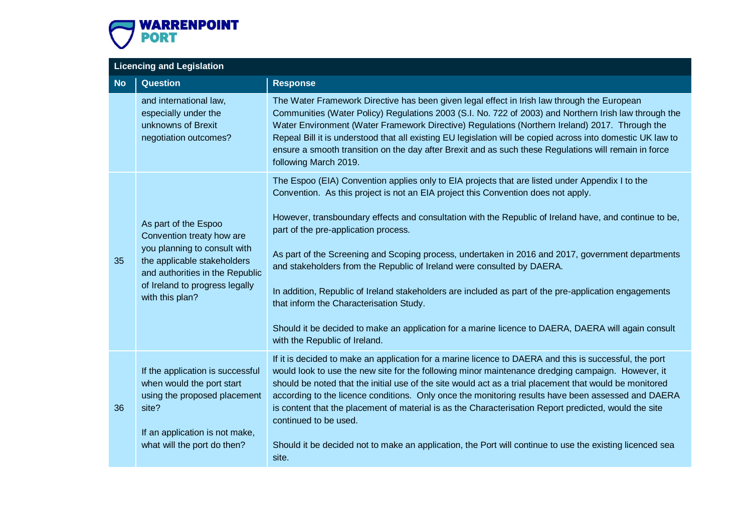| Licencing and Legislation | | |
|---|---|---|
| **No** | **Question** | **Response** |
| | and international law, especially under the unknowns of Brexit negotiation outcomes? | The Water Framework Directive has been given legal effect in Irish law through the European Communities (Water Policy) Regulations 2003 (S.I. No. 722 of 2003) and Northern Irish law through the Water Environment (Water Framework Directive) Regulations (Northern Ireland) 2017. Through the Repeal Bill it is understood that all existing EU legislation will be copied across into domestic UK law to ensure a smooth transition on the day after Brexit and as such these Regulations will remain in force following March 2019. |
| 35 | As part of the Espoo Convention treaty how are you planning to consult with the applicable stakeholders and authorities in the Republic of Ireland to progress legally with this plan? | The Espoo (EIA) Convention applies only to EIA projects that are listed under Appendix I to the Convention. As this project is not an EIA project this Convention does not apply.<br><br>However, transboundary effects and consultation with the Republic of Ireland have, and continue to be, part of the pre-application process.<br><br>As part of the Screening and Scoping process, undertaken in 2016 and 2017, government departments and stakeholders from the Republic of Ireland were consulted by DAERA.<br><br>In addition, Republic of Ireland stakeholders are included as part of the pre-application engagements that inform the Characterisation Study.<br><br>Should it be decided to make an application for a marine licence to DAERA, DAERA will again consult with the Republic of Ireland. |
| 36 | If the application is successful when would the port start using the proposed placement site?<br><br>If an application is not make, what will the port do then? | If it is decided to make an application for a marine licence to DAERA and this is successful, the port would look to use the new site for the following minor maintenance dredging campaign. However, it should be noted that the initial use of the site would act as a trial placement that would be monitored according to the licence conditions. Only once the monitoring results have been assessed and DAERA is content that the placement of material is as the Characterisation Report predicted, would the site continued to be used.<br><br>Should it be decided not to make an application, the Port will continue to use the existing licenced sea site. |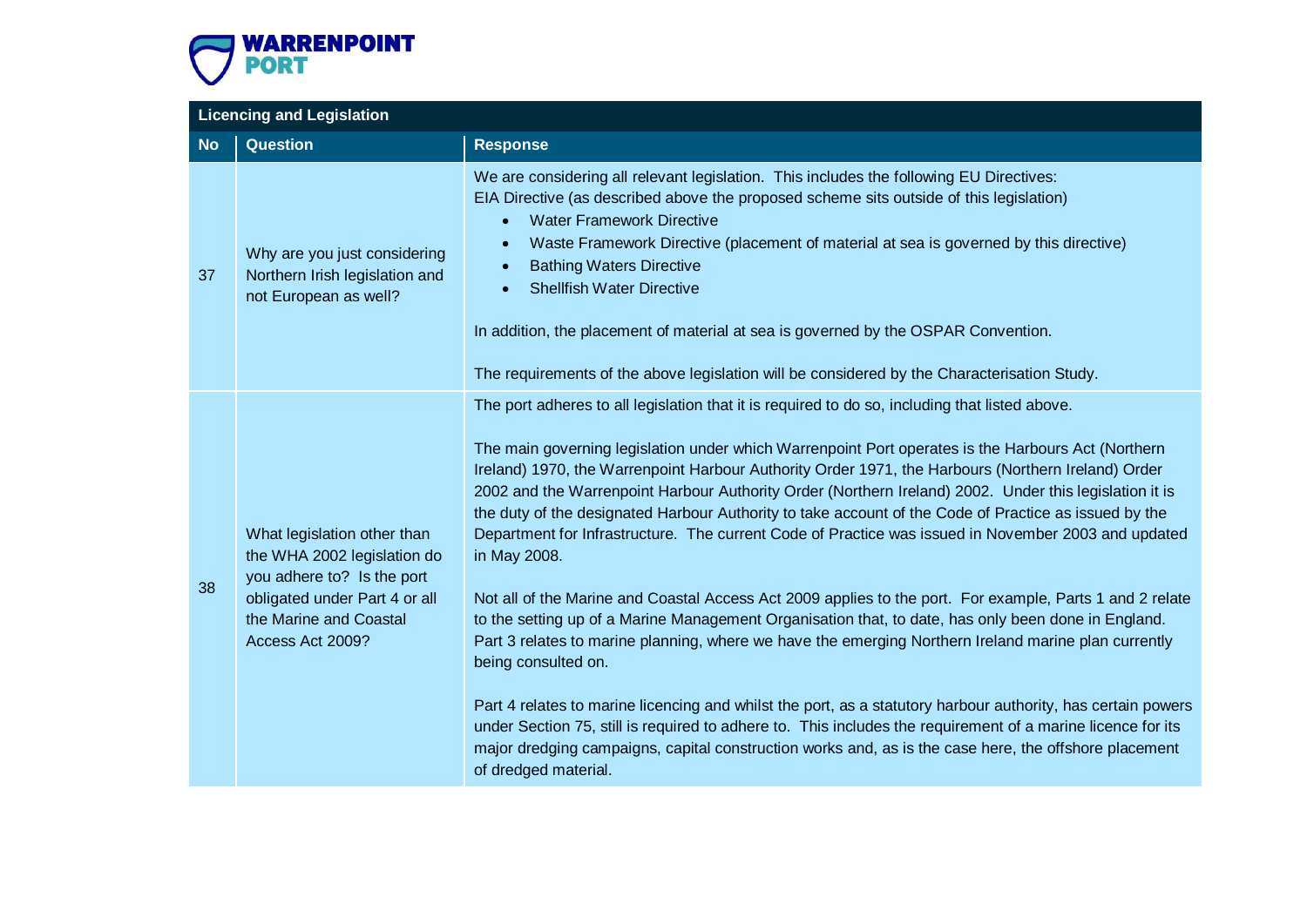| Licencing and Legislation | | |
|---|---|---|
| **No** | **Question** | **Response** |
| 37 | Why are you just considering Northern Irish legislation and not European as well? | We are considering all relevant legislation. This includes the following EU Directives:<br>EIA Directive (as described above the proposed scheme sits outside of this legislation)<br>• Water Framework Directive<br>• Waste Framework Directive (placement of material at sea is governed by this directive)<br>• Bathing Waters Directive<br>• Shellfish Water Directive<br><br>In addition, the placement of material at sea is governed by the OSPAR Convention.<br><br>The requirements of the above legislation will be considered by the Characterisation Study. |
| 38 | What legislation other than the WHA 2002 legislation do you adhere to? Is the port obligated under Part 4 or all the Marine and Coastal Access Act 2009? | The port adheres to all legislation that it is required to do so, including that listed above.<br><br>The main governing legislation under which Warrenpoint Port operates is the Harbours Act (Northern Ireland) 1970, the Warrenpoint Harbour Authority Order 1971, the Harbours (Northern Ireland) Order 2002 and the Warrenpoint Harbour Authority Order (Northern Ireland) 2002. Under this legislation it is the duty of the designated Harbour Authority to take account of the Code of Practice as issued by the Department for Infrastructure. The current Code of Practice was issued in November 2003 and updated in May 2008.<br><br>Not all of the Marine and Coastal Access Act 2009 applies to the port. For example, Parts 1 and 2 relate to the setting up of a Marine Management Organisation that, to date, has only been done in England. Part 3 relates to marine planning, where we have the emerging Northern Ireland marine plan currently being consulted on.<br><br>Part 4 relates to marine licencing and whilst the port, as a statutory harbour authority, has certain powers under Section 75, still is required to adhere to. This includes the requirement of a marine licence for its major dredging campaigns, capital construction works and, as is the case here, the offshore placement of dredged material. |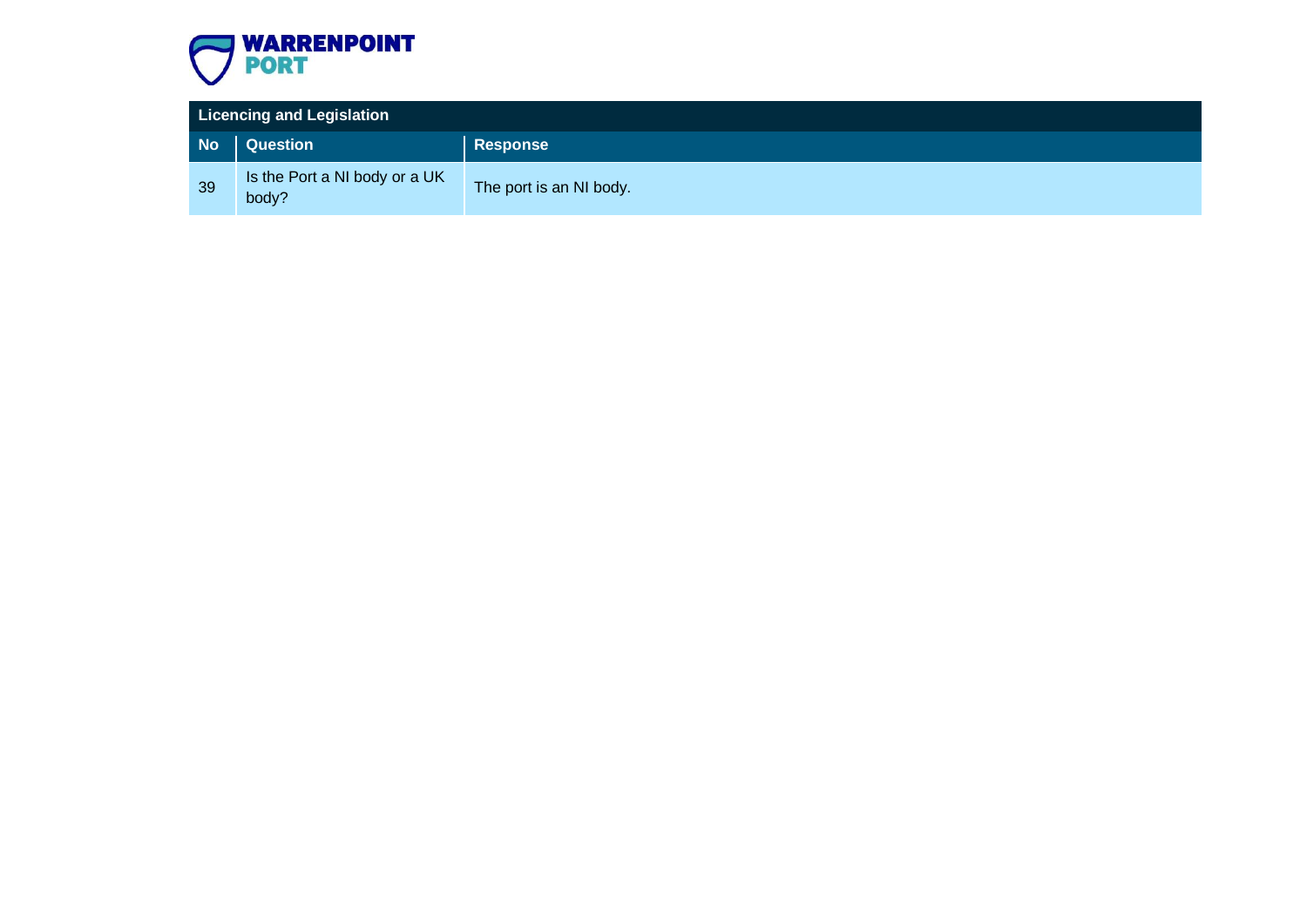| Licencing and Legislation | | |
|---|---|---|
| **No** | **Question** | **Response** |
| 39 | Is the Port a NI body or a UK body? | The port is an NI body. |